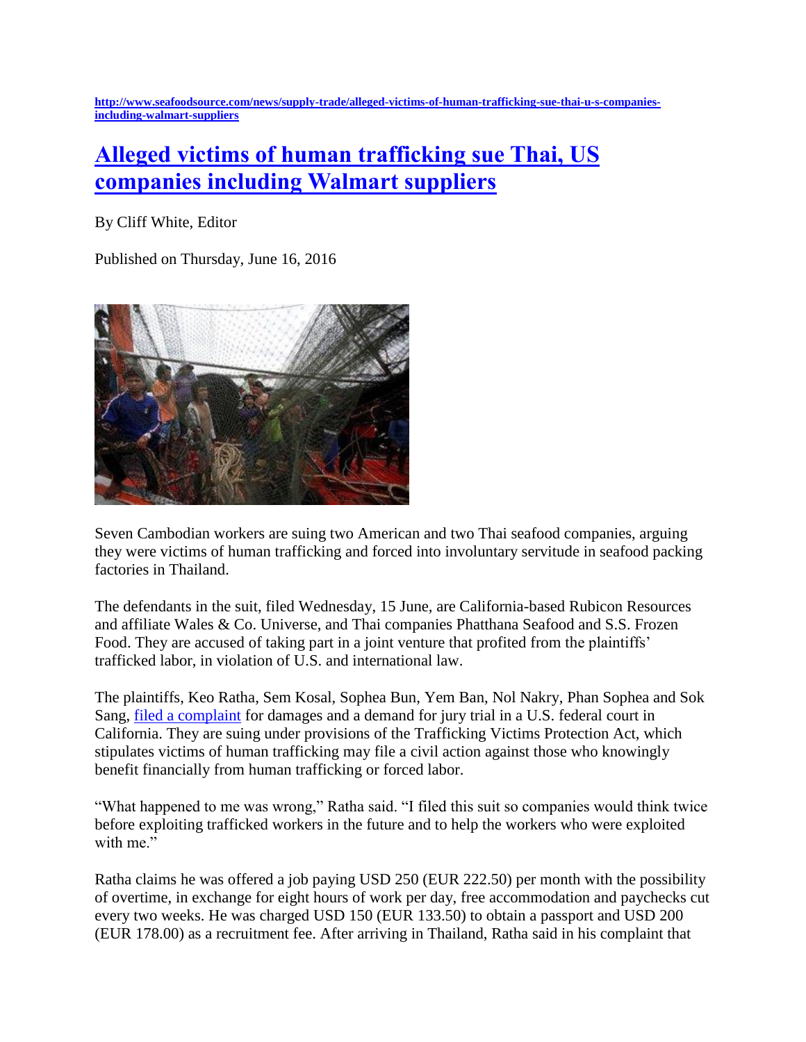http://www.seafoodsource.com/news/supply-trade/alleged-victims-of-human-trafficking-sue-thai-u-s-companies-including-walmart-suppliers

# Alleged victims of human trafficking sue Thai, US companies including Walmart suppliers

By Cliff White, Editor

Published on Thursday, June 16, 2016

Seven Cambodian workers are suing two American and two Thai seafood companies, arguing they were victims of human trafficking and forced into involuntary servitude in seafood packing factories in Thailand.

The defendants in the suit, filed Wednesday, 15 June, are California-based Rubicon Resources and affiliate Wales & Co. Universe, and Thai companies Phatthana Seafood and S.S. Frozen Food. They are accused of taking part in a joint venture that profited from the plaintiffs' trafficked labor, in violation of U.S. and international law.

The plaintiffs, Keo Ratha, Sem Kosal, Sophea Bun, Yem Ban, Nol Nakry, Phan Sophea and Sok Sang, filed a complaint for damages and a demand for jury trial in a U.S. federal court in California. They are suing under provisions of the Trafficking Victims Protection Act, which stipulates victims of human trafficking may file a civil action against those who knowingly benefit financially from human trafficking or forced labor.

"What happened to me was wrong," Ratha said. "I filed this suit so companies would think twice before exploiting trafficked workers in the future and to help the workers who were exploited with me."

Ratha claims he was offered a job paying USD 250 (EUR 222.50) per month with the possibility of overtime, in exchange for eight hours of work per day, free accommodation and paychecks cut every two weeks. He was charged USD 150 (EUR 133.50) to obtain a passport and USD 200 (EUR 178.00) as a recruitment fee. After arriving in Thailand, Ratha said in his complaint that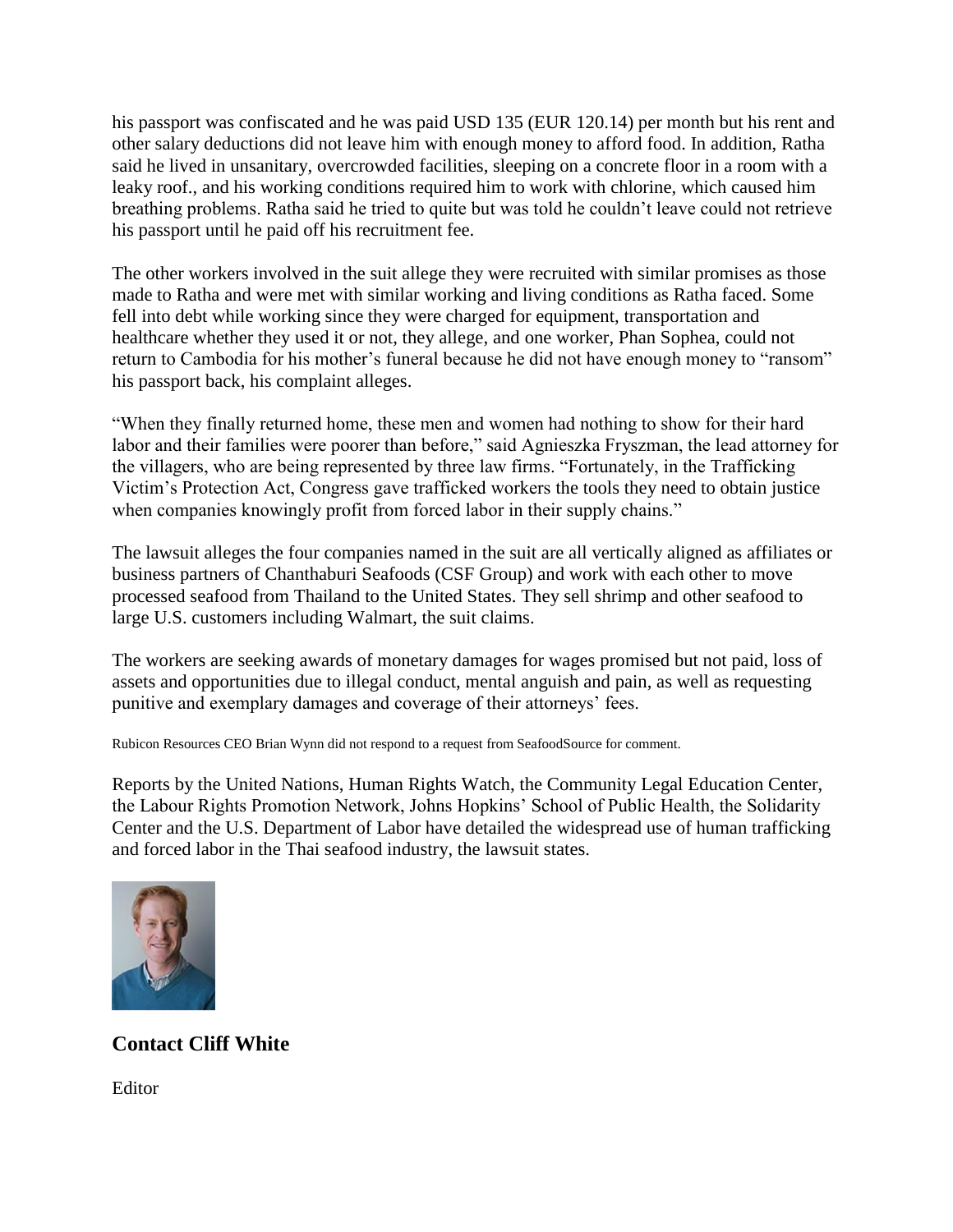his passport was confiscated and he was paid USD 135 (EUR 120.14) per month but his rent and other salary deductions did not leave him with enough money to afford food. In addition, Ratha said he lived in unsanitary, overcrowded facilities, sleeping on a concrete floor in a room with a leaky roof., and his working conditions required him to work with chlorine, which caused him breathing problems. Ratha said he tried to quite but was told he couldn't leave could not retrieve his passport until he paid off his recruitment fee.

The other workers involved in the suit allege they were recruited with similar promises as those made to Ratha and were met with similar working and living conditions as Ratha faced. Some fell into debt while working since they were charged for equipment, transportation and healthcare whether they used it or not, they allege, and one worker, Phan Sophea, could not return to Cambodia for his mother's funeral because he did not have enough money to "ransom" his passport back, his complaint alleges.

"When they finally returned home, these men and women had nothing to show for their hard labor and their families were poorer than before," said Agnieszka Fryszman, the lead attorney for the villagers, who are being represented by three law firms. "Fortunately, in the Trafficking Victim's Protection Act, Congress gave trafficked workers the tools they need to obtain justice when companies knowingly profit from forced labor in their supply chains."

The lawsuit alleges the four companies named in the suit are all vertically aligned as affiliates or business partners of Chanthaburi Seafoods (CSF Group) and work with each other to move processed seafood from Thailand to the United States. They sell shrimp and other seafood to large U.S. customers including Walmart, the suit claims.

The workers are seeking awards of monetary damages for wages promised but not paid, loss of assets and opportunities due to illegal conduct, mental anguish and pain, as well as requesting punitive and exemplary damages and coverage of their attorneys' fees.

Rubicon Resources CEO Brian Wynn did not respond to a request from SeafoodSource for comment.

Reports by the United Nations, Human Rights Watch, the Community Legal Education Center, the Labour Rights Promotion Network, Johns Hopkins' School of Public Health, the Solidarity Center and the U.S. Department of Labor have detailed the widespread use of human trafficking and forced labor in the Thai seafood industry, the lawsuit states.

### Contact Cliff White

Editor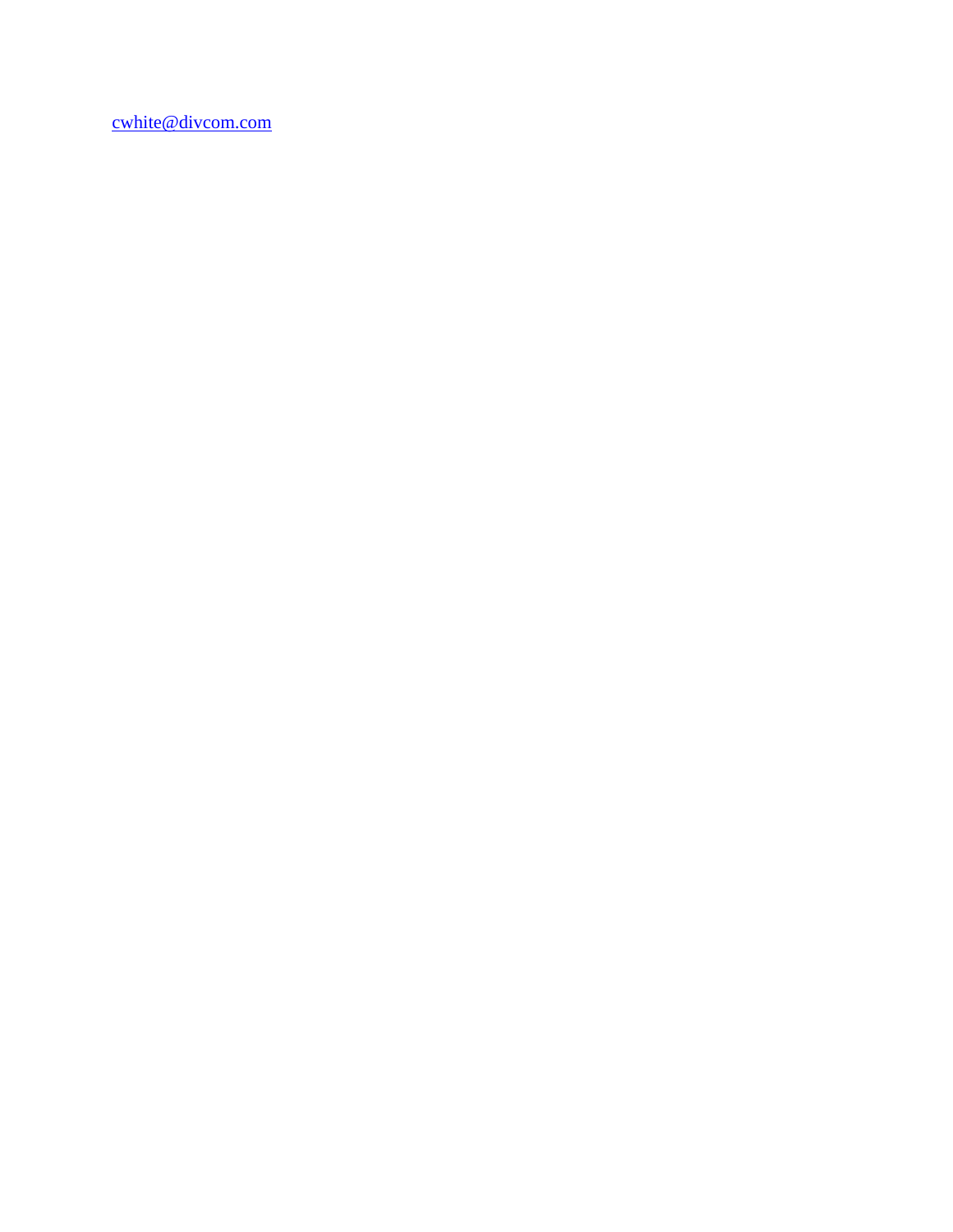cwhite@divcom.com